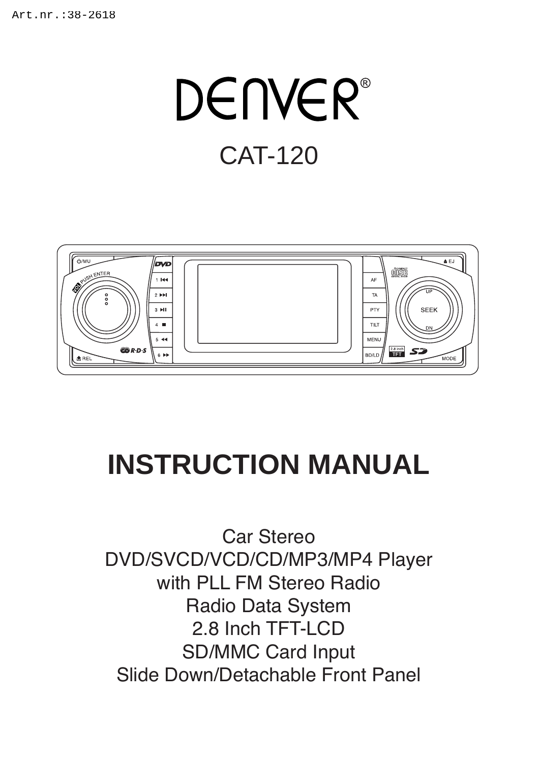Art.nr.:38-2618

# DENVER®

## CAT-120

# INSTRUCTION MANUAL

Car Stereo
DVD/SVCD/VCD/CD/MP3/MP4 Player
with PLL FM Stereo Radio
Radio Data System
2.8 Inch TFT-LCD
SD/MMC Card Input
Slide Down/Detachable Front Panel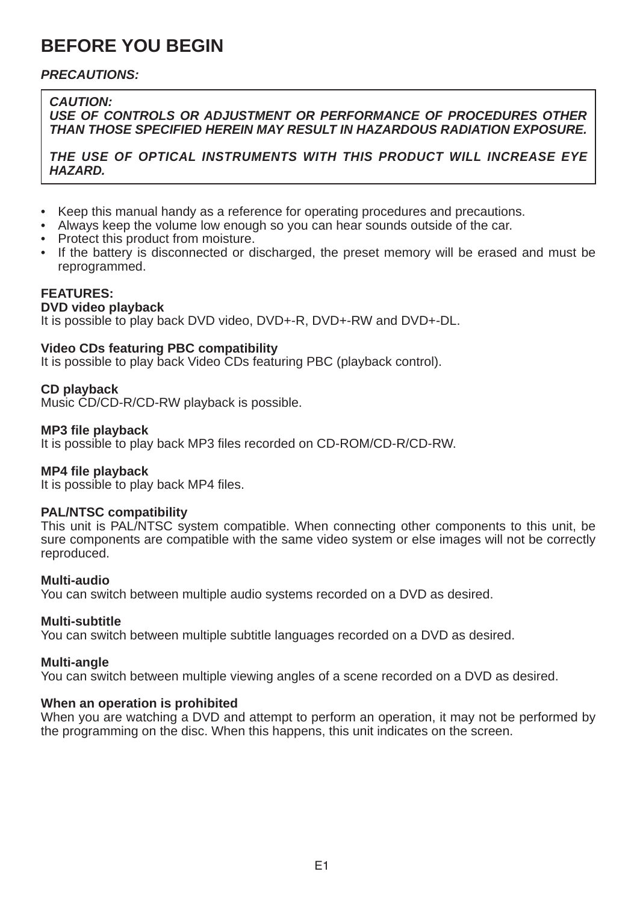# BEFORE YOU BEGIN

***PRECAUTIONS:***

> ***CAUTION:***
> ***USE OF CONTROLS OR ADJUSTMENT OR PERFORMANCE OF PROCEDURES OTHER THAN THOSE SPECIFIED HEREIN MAY RESULT IN HAZARDOUS RADIATION EXPOSURE.***
>
> ***THE USE OF OPTICAL INSTRUMENTS WITH THIS PRODUCT WILL INCREASE EYE HAZARD.***

- Keep this manual handy as a reference for operating procedures and precautions.
- Always keep the volume low enough so you can hear sounds outside of the car.
- Protect this product from moisture.
- If the battery is disconnected or discharged, the preset memory will be erased and must be reprogrammed.

**FEATURES:**

**DVD video playback**
It is possible to play back DVD video, DVD+-R, DVD+-RW and DVD+-DL.

**Video CDs featuring PBC compatibility**
It is possible to play back Video CDs featuring PBC (playback control).

**CD playback**
Music CD/CD-R/CD-RW playback is possible.

**MP3 file playback**
It is possible to play back MP3 files recorded on CD-ROM/CD-R/CD-RW.

**MP4 file playback**
It is possible to play back MP4 files.

**PAL/NTSC compatibility**
This unit is PAL/NTSC system compatible. When connecting other components to this unit, be sure components are compatible with the same video system or else images will not be correctly reproduced.

**Multi-audio**
You can switch between multiple audio systems recorded on a DVD as desired.

**Multi-subtitle**
You can switch between multiple subtitle languages recorded on a DVD as desired.

**Multi-angle**
You can switch between multiple viewing angles of a scene recorded on a DVD as desired.

**When an operation is prohibited**
When you are watching a DVD and attempt to perform an operation, it may not be performed by the programming on the disc. When this happens, this unit indicates on the screen.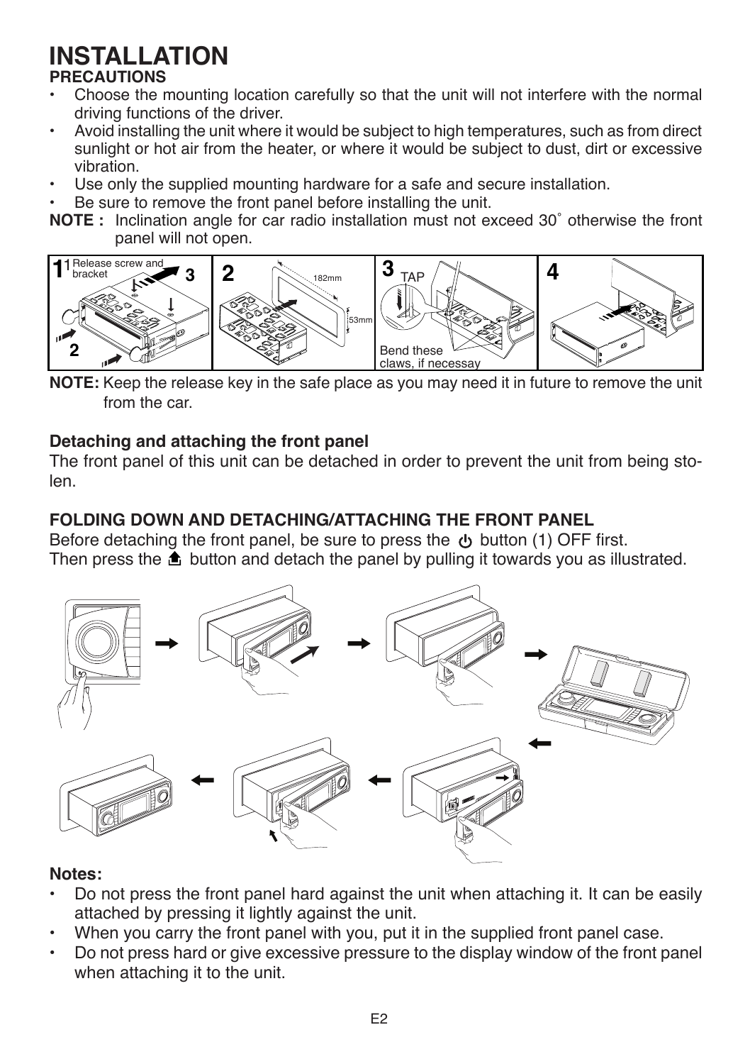# INSTALLATION

### PRECAUTIONS

- Choose the mounting location carefully so that the unit will not interfere with the normal driving functions of the driver.
- Avoid installing the unit where it would be subject to high temperatures, such as from direct sunlight or hot air from the heater, or where it would be subject to dust, dirt or excessive vibration.
- Use only the supplied mounting hardware for a safe and secure installation.
- Be sure to remove the front panel before installing the unit.

**NOTE :** Inclination angle for car radio installation must not exceed 30˚ otherwise the front panel will not open.

**NOTE:** Keep the release key in the safe place as you may need it in future to remove the unit from the car.

### Detaching and attaching the front panel

The front panel of this unit can be detached in order to prevent the unit from being stolen.

### FOLDING DOWN AND DETACHING/ATTACHING THE FRONT PANEL

Before detaching the front panel, be sure to press the ⏻ button (1) OFF first.
Then press the ⏏ button and detach the panel by pulling it towards you as illustrated.

### Notes:

- Do not press the front panel hard against the unit when attaching it. It can be easily attached by pressing it lightly against the unit.
- When you carry the front panel with you, put it in the supplied front panel case.
- Do not press hard or give excessive pressure to the display window of the front panel when attaching it to the unit.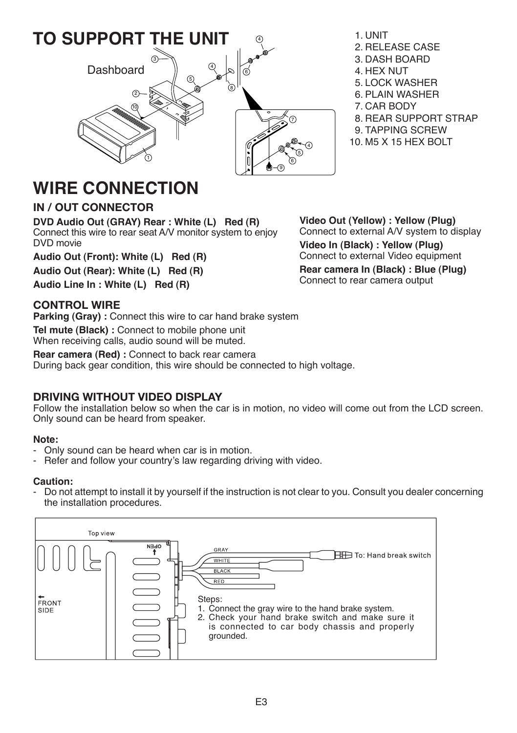# TO SUPPORT THE UNIT

Dashboard

1. UNIT
2. RELEASE CASE
3. DASH BOARD
4. HEX NUT
5. LOCK WASHER
6. PLAIN WASHER
7. CAR BODY
8. REAR SUPPORT STRAP
9. TAPPING SCREW
10. M5 X 15 HEX BOLT

# WIRE CONNECTION

## IN / OUT CONNECTOR

**DVD Audio Out (GRAY) Rear : White (L) Red (R)**
Connect this wire to rear seat A/V monitor system to enjoy DVD movie

**Audio Out (Front): White (L) Red (R)**

**Audio Out (Rear): White (L) Red (R)**

**Audio Line In : White (L) Red (R)**

**Video Out (Yellow) : Yellow (Plug)**
Connect to external A/V system to display

**Video In (Black) : Yellow (Plug)**
Connect to external Video equipment

**Rear camera In (Black) : Blue (Plug)**
Connect to rear camera output

## CONTROL WIRE

**Parking (Gray) :** Connect this wire to car hand brake system

**Tel mute (Black) :** Connect to mobile phone unit
When receiving calls, audio sound will be muted.

**Rear camera (Red) :** Connect to back rear camera
During back gear condition, this wire should be connected to high voltage.

## DRIVING WITHOUT VIDEO DISPLAY

Follow the installation below so when the car is in motion, no video will come out from the LCD screen. Only sound can be heard from speaker.

**Note:**

- Only sound can be heard when car is in motion.
- Refer and follow your country's law regarding driving with video.

**Caution:**

- Do not attempt to install it by yourself if the instruction is not clear to you. Consult you dealer concerning the installation procedures.

Top view

OPEN

FRONT SIDE

GRAY
WHITE
BLACK
RED

To: Hand break switch

Steps:
1. Connect the gray wire to the hand brake system.
2. Check your hand brake switch and make sure it is connected to car body chassis and properly grounded.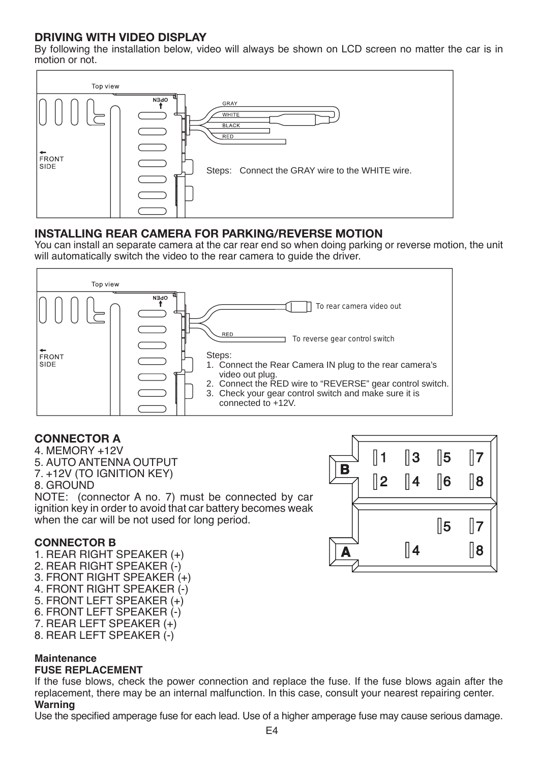## DRIVING WITH VIDEO DISPLAY

By following the installation below, video will always be shown on LCD screen no matter the car is in motion or not.

Top view

OPEN

GRAY

WHITE

BLACK

RED

FRONT SIDE

Steps: Connect the GRAY wire to the WHITE wire.

## INSTALLING REAR CAMERA FOR PARKING/REVERSE MOTION

You can install an separate camera at the car rear end so when doing parking or reverse motion, the unit will automatically switch the video to the rear camera to guide the driver.

Top view

OPEN

To rear camera video out

RED

To reverse gear control switch

FRONT SIDE

Steps:

1. Connect the Rear Camera IN plug to the rear camera's video out plug.
2. Connect the RED wire to "REVERSE" gear control switch.
3. Check your gear control switch and make sure it is connected to +12V.

## CONNECTOR A

4. MEMORY +12V
5. AUTO ANTENNA OUTPUT
7. +12V (TO IGNITION KEY)
8. GROUND

NOTE: (connector A no. 7) must be connected by car ignition key in order to avoid that car battery becomes weak when the car will be not used for long period.

### CONNECTOR B

1. REAR RIGHT SPEAKER (+)
2. REAR RIGHT SPEAKER (-)
3. FRONT RIGHT SPEAKER (+)
4. FRONT RIGHT SPEAKER (-)
5. FRONT LEFT SPEAKER (+)
6. FRONT LEFT SPEAKER (-)
7. REAR LEFT SPEAKER (+)
8. REAR LEFT SPEAKER (-)

B: 1 3 5 7 / 2 4 6 8

A: 5 7 / 4 8

**Maintenance**

**FUSE REPLACEMENT**

If the fuse blows, check the power connection and replace the fuse. If the fuse blows again after the replacement, there may be an internal malfunction. In this case, consult your nearest repairing center.

**Warning**

Use the specified amperage fuse for each lead. Use of a higher amperage fuse may cause serious damage.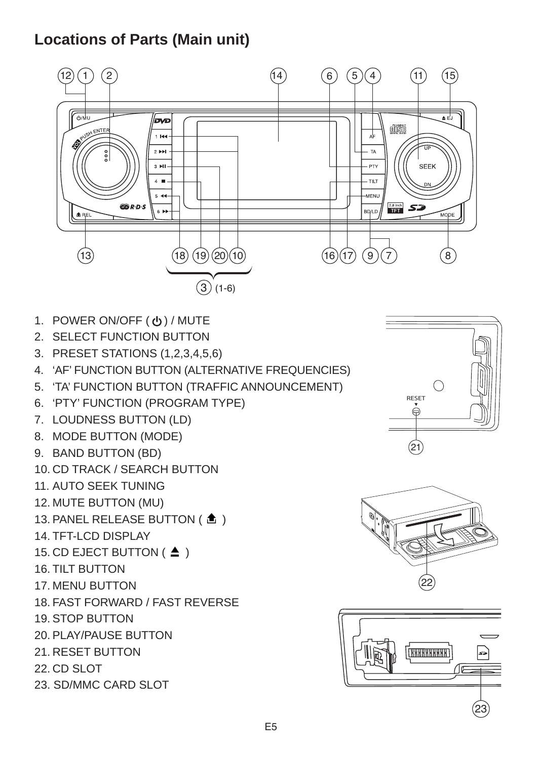# Locations of Parts (Main unit)

1. POWER ON/OFF ( ⏻ ) / MUTE
2. SELECT FUNCTION BUTTON
3. PRESET STATIONS (1,2,3,4,5,6)
4. ‘AF’ FUNCTION BUTTON (ALTERNATIVE FREQUENCIES)
5. ‘TA’ FUNCTION BUTTON (TRAFFIC ANNOUNCEMENT)
6. ‘PTY’ FUNCTION (PROGRAM TYPE)
7. LOUDNESS BUTTON (LD)
8. MODE BUTTON (MODE)
9. BAND BUTTON (BD)
10. CD TRACK / SEARCH BUTTON
11. AUTO SEEK TUNING
12. MUTE BUTTON (MU)
13. PANEL RELEASE BUTTON ( )
14. TFT-LCD DISPLAY
15. CD EJECT BUTTON ( ▲ )
16. TILT BUTTON
17. MENU BUTTON
18. FAST FORWARD / FAST REVERSE
19. STOP BUTTON
20. PLAY/PAUSE BUTTON
21. RESET BUTTON
22. CD SLOT
23. SD/MMC CARD SLOT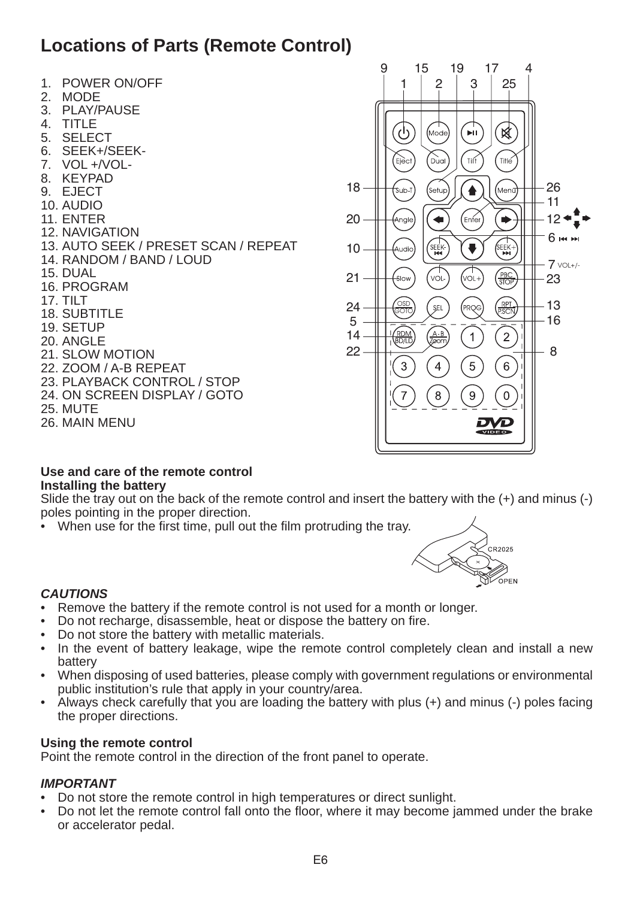## Locations of Parts (Remote Control)

1. POWER ON/OFF
2. MODE
3. PLAY/PAUSE
4. TITLE
5. SELECT
6. SEEK+/SEEK-
7. VOL +/VOL-
8. KEYPAD
9. EJECT
10. AUDIO
11. ENTER
12. NAVIGATION
13. AUTO SEEK / PRESET SCAN / REPEAT
14. RANDOM / BAND / LOUD
15. DUAL
16. PROGRAM
17. TILT
18. SUBTITLE
19. SETUP
20. ANGLE
21. SLOW MOTION
22. ZOOM / A-B REPEAT
23. PLAYBACK CONTROL / STOP
24. ON SCREEN DISPLAY / GOTO
25. MUTE
26. MAIN MENU

**Use and care of the remote control**

**Installing the battery**

Slide the tray out on the back of the remote control and insert the battery with the (+) and minus (-) poles pointing in the proper direction.

- When use for the first time, pull out the film protruding the tray.

***CAUTIONS***

- Remove the battery if the remote control is not used for a month or longer.
- Do not recharge, disassemble, heat or dispose the battery on fire.
- Do not store the battery with metallic materials.
- In the event of battery leakage, wipe the remote control completely clean and install a new battery
- When disposing of used batteries, please comply with government regulations or environmental public institution's rule that apply in your country/area.
- Always check carefully that you are loading the battery with plus (+) and minus (-) poles facing the proper directions.

**Using the remote control**

Point the remote control in the direction of the front panel to operate.

***IMPORTANT***

- Do not store the remote control in high temperatures or direct sunlight.
- Do not let the remote control fall onto the floor, where it may become jammed under the brake or accelerator pedal.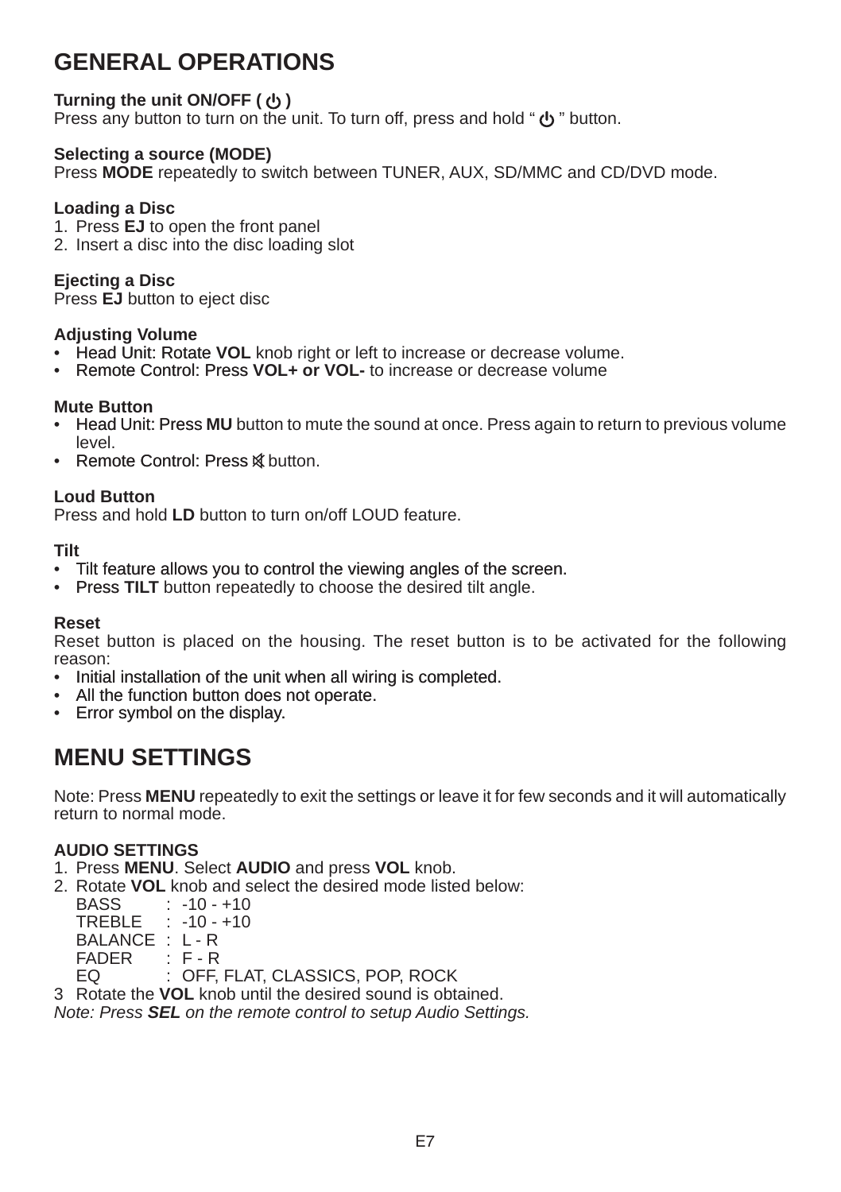# GENERAL OPERATIONS

**Turning the unit ON/OFF ( ⏻ )**
Press any button to turn on the unit. To turn off, press and hold " ⏻ " button.

**Selecting a source (MODE)**
Press **MODE** repeatedly to switch between TUNER, AUX, SD/MMC and CD/DVD mode.

**Loading a Disc**
1. Press **EJ** to open the front panel
2. Insert a disc into the disc loading slot

**Ejecting a Disc**
Press **EJ** button to eject disc

**Adjusting Volume**
- Head Unit: Rotate **VOL** knob right or left to increase or decrease volume.
- Remote Control: Press **VOL+ or VOL-** to increase or decrease volume

**Mute Button**
- Head Unit: Press **MU** button to mute the sound at once. Press again to return to previous volume level.
- Remote Control: Press 🔇 button.

**Loud Button**
Press and hold **LD** button to turn on/off LOUD feature.

**Tilt**
- Tilt feature allows you to control the viewing angles of the screen.
- Press **TILT** button repeatedly to choose the desired tilt angle.

**Reset**
Reset button is placed on the housing. The reset button is to be activated for the following reason:
- Initial installation of the unit when all wiring is completed.
- All the function button does not operate.
- Error symbol on the display.

# MENU SETTINGS

Note: Press **MENU** repeatedly to exit the settings or leave it for few seconds and it will automatically return to normal mode.

**AUDIO SETTINGS**
1. Press **MENU**. Select **AUDIO** and press **VOL** knob.
2. Rotate **VOL** knob and select the desired mode listed below:
   BASS : -10 - +10
   TREBLE : -10 - +10
   BALANCE : L - R
   FADER : F - R
   EQ : OFF, FLAT, CLASSICS, POP, ROCK
3. Rotate the **VOL** knob until the desired sound is obtained.

*Note: Press **SEL** on the remote control to setup Audio Settings.*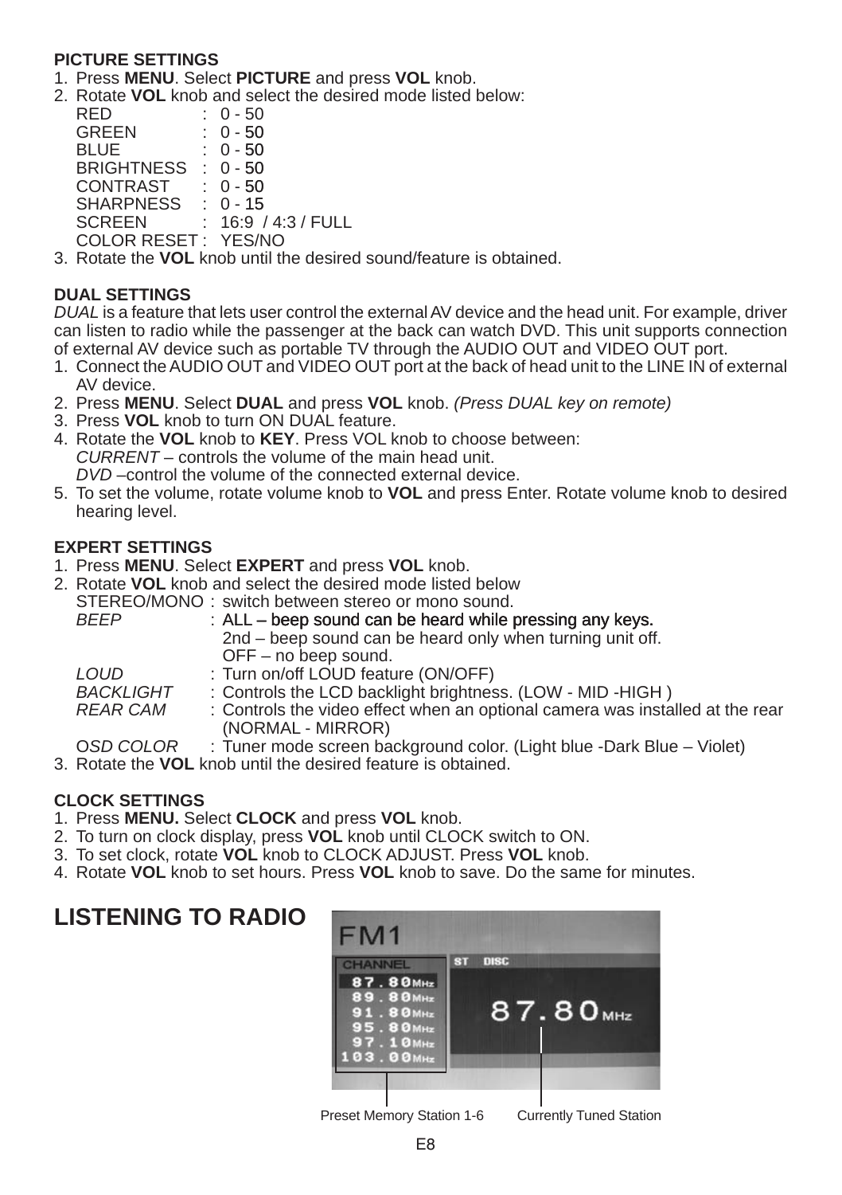**PICTURE SETTINGS**

1. Press **MENU**. Select **PICTURE** and press **VOL** knob.
2. Rotate **VOL** knob and select the desired mode listed below:

   RED : 0 - 50
   GREEN : 0 - 50
   BLUE : 0 - 50
   BRIGHTNESS : 0 - 50
   CONTRAST : 0 - 50
   SHARPNESS : 0 - 15
   SCREEN : 16:9 / 4:3 / FULL
   COLOR RESET : YES/NO
3. Rotate the **VOL** knob until the desired sound/feature is obtained.

**DUAL SETTINGS**

*DUAL* is a feature that lets user control the external AV device and the head unit. For example, driver can listen to radio while the passenger at the back can watch DVD. This unit supports connection of external AV device such as portable TV through the AUDIO OUT and VIDEO OUT port.

1. Connect the AUDIO OUT and VIDEO OUT port at the back of head unit to the LINE IN of external AV device.
2. Press **MENU**. Select **DUAL** and press **VOL** knob. *(Press DUAL key on remote)*
3. Press **VOL** knob to turn ON DUAL feature.
4. Rotate the **VOL** knob to **KEY**. Press VOL knob to choose between:
   *CURRENT* – controls the volume of the main head unit.
   *DVD* –control the volume of the connected external device.
5. To set the volume, rotate volume knob to **VOL** and press Enter. Rotate volume knob to desired hearing level.

**EXPERT SETTINGS**

1. Press **MENU**. Select **EXPERT** and press **VOL** knob.
2. Rotate **VOL** knob and select the desired mode listed below

   STEREO/MONO : switch between stereo or mono sound.
   *BEEP* : ALL – beep sound can be heard while pressing any keys.
   2nd – beep sound can be heard only when turning unit off.
   OFF – no beep sound.
   *LOUD* : Turn on/off LOUD feature (ON/OFF)
   *BACKLIGHT* : Controls the LCD backlight brightness. (LOW - MID -HIGH )
   *REAR CAM* : Controls the video effect when an optional camera was installed at the rear (NORMAL - MIRROR)
   O*SD COLOR* : Tuner mode screen background color. (Light blue -Dark Blue – Violet)
3. Rotate the **VOL** knob until the desired feature is obtained.

**CLOCK SETTINGS**

1. Press **MENU.** Select **CLOCK** and press **VOL** knob.
2. To turn on clock display, press **VOL** knob until CLOCK switch to ON.
3. To set clock, rotate **VOL** knob to CLOCK ADJUST. Press **VOL** knob.
4. Rotate **VOL** knob to set hours. Press **VOL** knob to save. Do the same for minutes.

# LISTENING TO RADIO

FM1

CHANNEL
87.80MHz
89.80MHz
91.80MHz
95.80MHz
97.10MHz
103.00MHz

ST DISC

87.80MHz

Preset Memory Station 1-6    Currently Tuned Station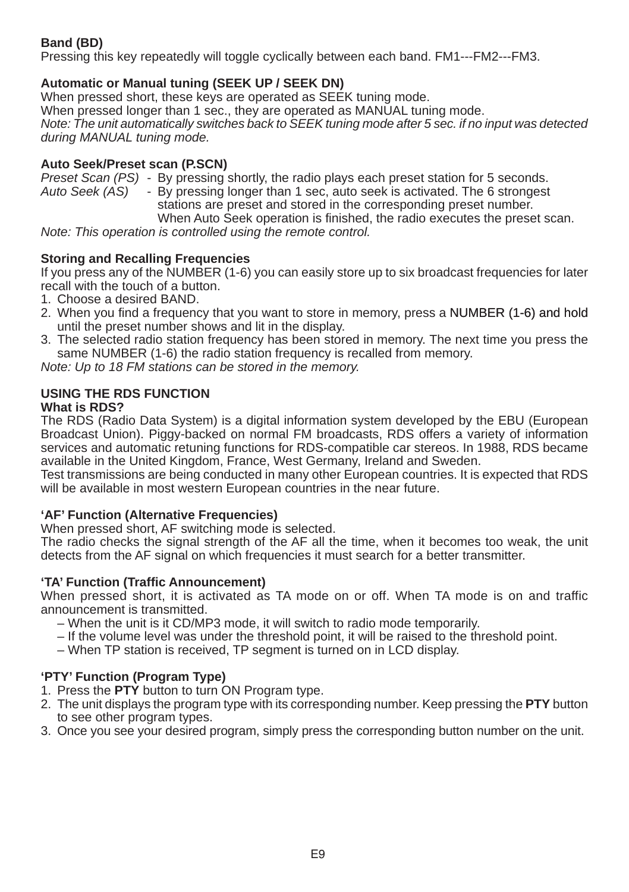**Band (BD)**
Pressing this key repeatedly will toggle cyclically between each band. FM1---FM2---FM3.

**Automatic or Manual tuning (SEEK UP / SEEK DN)**
When pressed short, these keys are operated as SEEK tuning mode.
When pressed longer than 1 sec., they are operated as MANUAL tuning mode.
*Note: The unit automatically switches back to SEEK tuning mode after 5 sec. if no input was detected during MANUAL tuning mode.*

**Auto Seek/Preset scan (P.SCN)**
*Preset Scan (PS)* - By pressing shortly, the radio plays each preset station for 5 seconds.
*Auto Seek (AS)* - By pressing longer than 1 sec, auto seek is activated. The 6 strongest stations are preset and stored in the corresponding preset number. When Auto Seek operation is finished, the radio executes the preset scan.
*Note: This operation is controlled using the remote control.*

**Storing and Recalling Frequencies**
If you press any of the NUMBER (1-6) you can easily store up to six broadcast frequencies for later recall with the touch of a button.
1. Choose a desired BAND.
2. When you find a frequency that you want to store in memory, press a NUMBER (1-6) and hold until the preset number shows and lit in the display.
3. The selected radio station frequency has been stored in memory. The next time you press the same NUMBER (1-6) the radio station frequency is recalled from memory.

*Note: Up to 18 FM stations can be stored in the memory.*

**USING THE RDS FUNCTION**
**What is RDS?**
The RDS (Radio Data System) is a digital information system developed by the EBU (European Broadcast Union). Piggy-backed on normal FM broadcasts, RDS offers a variety of information services and automatic retuning functions for RDS-compatible car stereos. In 1988, RDS became available in the United Kingdom, France, West Germany, Ireland and Sweden.
Test transmissions are being conducted in many other European countries. It is expected that RDS will be available in most western European countries in the near future.

**'AF' Function (Alternative Frequencies)**
When pressed short, AF switching mode is selected.
The radio checks the signal strength of the AF all the time, when it becomes too weak, the unit detects from the AF signal on which frequencies it must search for a better transmitter.

**'TA' Function (Traffic Announcement)**
When pressed short, it is activated as TA mode on or off. When TA mode is on and traffic announcement is transmitted.
– When the unit is it CD/MP3 mode, it will switch to radio mode temporarily.
– If the volume level was under the threshold point, it will be raised to the threshold point.
– When TP station is received, TP segment is turned on in LCD display.

**'PTY' Function (Program Type)**
1. Press the **PTY** button to turn ON Program type.
2. The unit displays the program type with its corresponding number. Keep pressing the **PTY** button to see other program types.
3. Once you see your desired program, simply press the corresponding button number on the unit.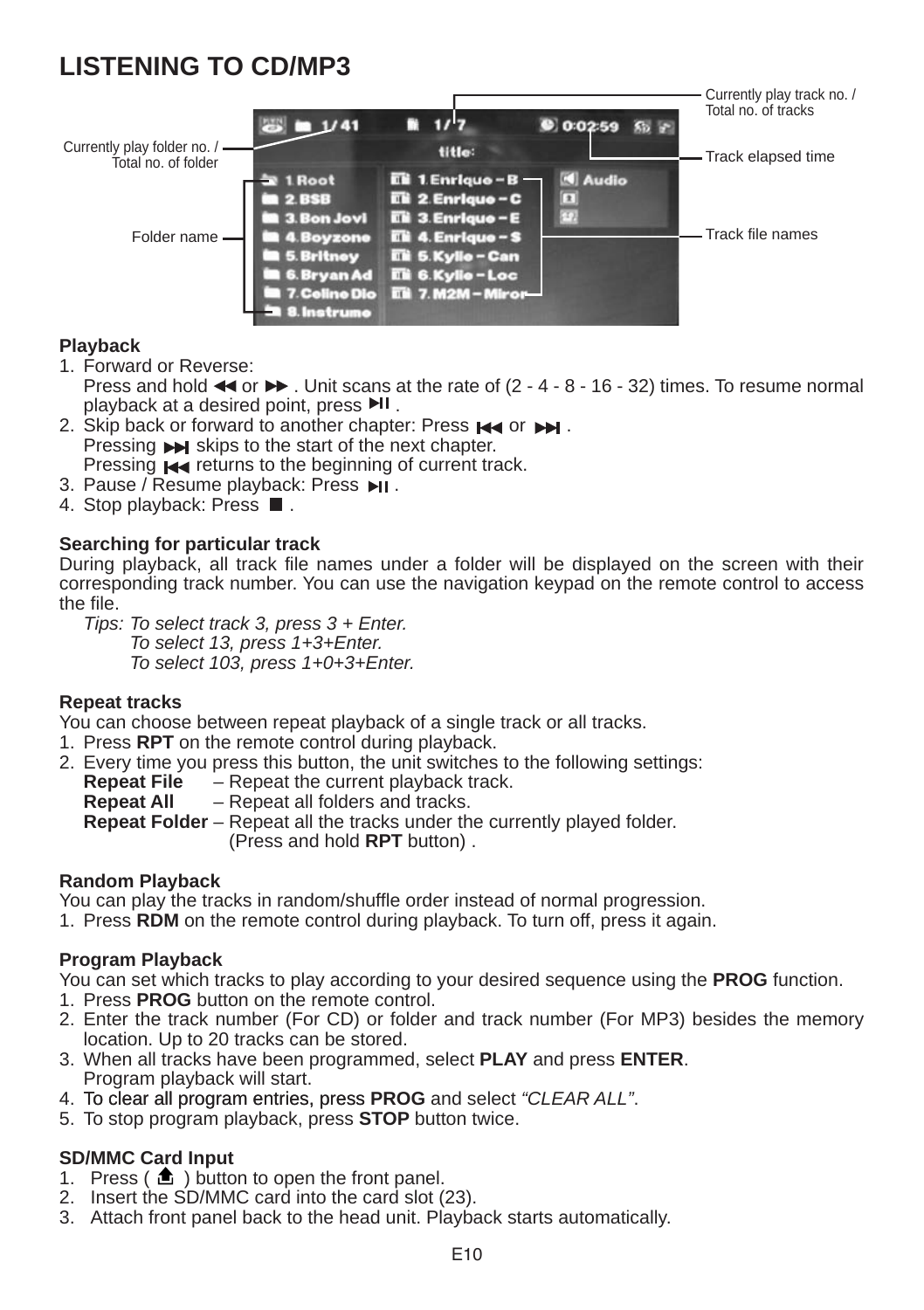# LISTENING TO CD/MP3

Currently play track no. / Total no. of tracks

Currently play folder no. / Total no. of folder

Track elapsed time

Folder name

Track file names

**Playback**

1. Forward or Reverse:
   Press and hold ◀◀ or ▶▶ . Unit scans at the rate of (2 - 4 - 8 - 16 - 32) times. To resume normal playback at a desired point, press ▶II .
2. Skip back or forward to another chapter: Press |◀◀ or ▶▶| .
   Pressing ▶▶| skips to the start of the next chapter.
   Pressing |◀◀ returns to the beginning of current track.
3. Pause / Resume playback: Press ▶II .
4. Stop playback: Press ■ .

**Searching for particular track**

During playback, all track file names under a folder will be displayed on the screen with their corresponding track number. You can use the navigation keypad on the remote control to access the file.

*Tips: To select track 3, press 3 + Enter.*
*To select 13, press 1+3+Enter.*
*To select 103, press 1+0+3+Enter.*

**Repeat tracks**

You can choose between repeat playback of a single track or all tracks.

1. Press **RPT** on the remote control during playback.
2. Every time you press this button, the unit switches to the following settings:
   **Repeat File** – Repeat the current playback track.
   **Repeat All** – Repeat all folders and tracks.
   **Repeat Folder** – Repeat all the tracks under the currently played folder. (Press and hold **RPT** button) .

**Random Playback**

You can play the tracks in random/shuffle order instead of normal progression.

1. Press **RDM** on the remote control during playback. To turn off, press it again.

**Program Playback**

You can set which tracks to play according to your desired sequence using the **PROG** function.

1. Press **PROG** button on the remote control.
2. Enter the track number (For CD) or folder and track number (For MP3) besides the memory location. Up to 20 tracks can be stored.
3. When all tracks have been programmed, select **PLAY** and press **ENTER**.
   Program playback will start.
4. To clear all program entries, press **PROG** and select *"CLEAR ALL"*.
5. To stop program playback, press **STOP** button twice.

**SD/MMC Card Input**

1. Press ( ⏏ ) button to open the front panel.
2. Insert the SD/MMC card into the card slot (23).
3. Attach front panel back to the head unit. Playback starts automatically.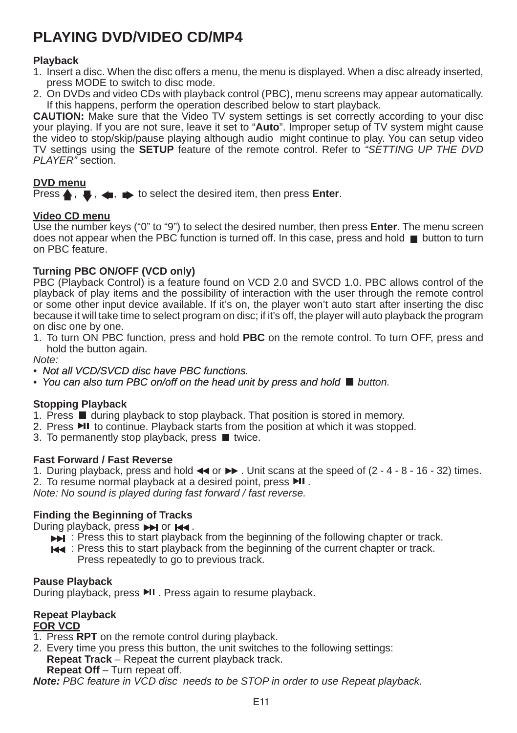# PLAYING DVD/VIDEO CD/MP4

### Playback

1. Insert a disc. When the disc offers a menu, the menu is displayed. When a disc already inserted, press MODE to switch to disc mode.
2. On DVDs and video CDs with playback control (PBC), menu screens may appear automatically. If this happens, perform the operation described below to start playback.

**CAUTION:** Make sure that the Video TV system settings is set correctly according to your disc your playing. If you are not sure, leave it set to "**Auto**". Improper setup of TV system might cause the video to stop/skip/pause playing although audio might continue to play. You can setup video TV settings using the **SETUP** feature of the remote control. Refer to *"SETTING UP THE DVD PLAYER"* section.

### DVD menu

Press ▲, ▼, ◀, ▶ to select the desired item, then press **Enter**.

### Video CD menu

Use the number keys ("0" to "9") to select the desired number, then press **Enter**. The menu screen does not appear when the PBC function is turned off. In this case, press and hold ■ button to turn on PBC feature.

### Turning PBC ON/OFF (VCD only)

PBC (Playback Control) is a feature found on VCD 2.0 and SVCD 1.0. PBC allows control of the playback of play items and the possibility of interaction with the user through the remote control or some other input device available. If it's on, the player won't auto start after inserting the disc because it will take time to select program on disc; if it's off, the player will auto playback the program on disc one by one.

1. To turn ON PBC function, press and hold **PBC** on the remote control. To turn OFF, press and hold the button again.

*Note:*

- *Not all VCD/SVCD disc have PBC functions.*
- *You can also turn PBC on/off on the head unit by press and hold ■ button.*

### Stopping Playback

1. Press ■ during playback to stop playback. That position is stored in memory.
2. Press ▶II to continue. Playback starts from the position at which it was stopped.
3. To permanently stop playback, press ■ twice.

### Fast Forward / Fast Reverse

1. During playback, press and hold ◀◀ or ▶▶ . Unit scans at the speed of (2 - 4 - 8 - 16 - 32) times.
2. To resume normal playback at a desired point, press ▶II .

*Note: No sound is played during fast forward / fast reverse.*

### Finding the Beginning of Tracks

During playback, press ▶▶I or I◀◀ .

- ▶▶I : Press this to start playback from the beginning of the following chapter or track.
- I◀◀ : Press this to start playback from the beginning of the current chapter or track. Press repeatedly to go to previous track.

### Pause Playback

During playback, press ▶II . Press again to resume playback.

### Repeat Playback

**FOR VCD**

1. Press **RPT** on the remote control during playback.
2. Every time you press this button, the unit switches to the following settings:
   **Repeat Track** – Repeat the current playback track.
   **Repeat Off** – Turn repeat off.

***Note:*** *PBC feature in VCD disc needs to be STOP in order to use Repeat playback.*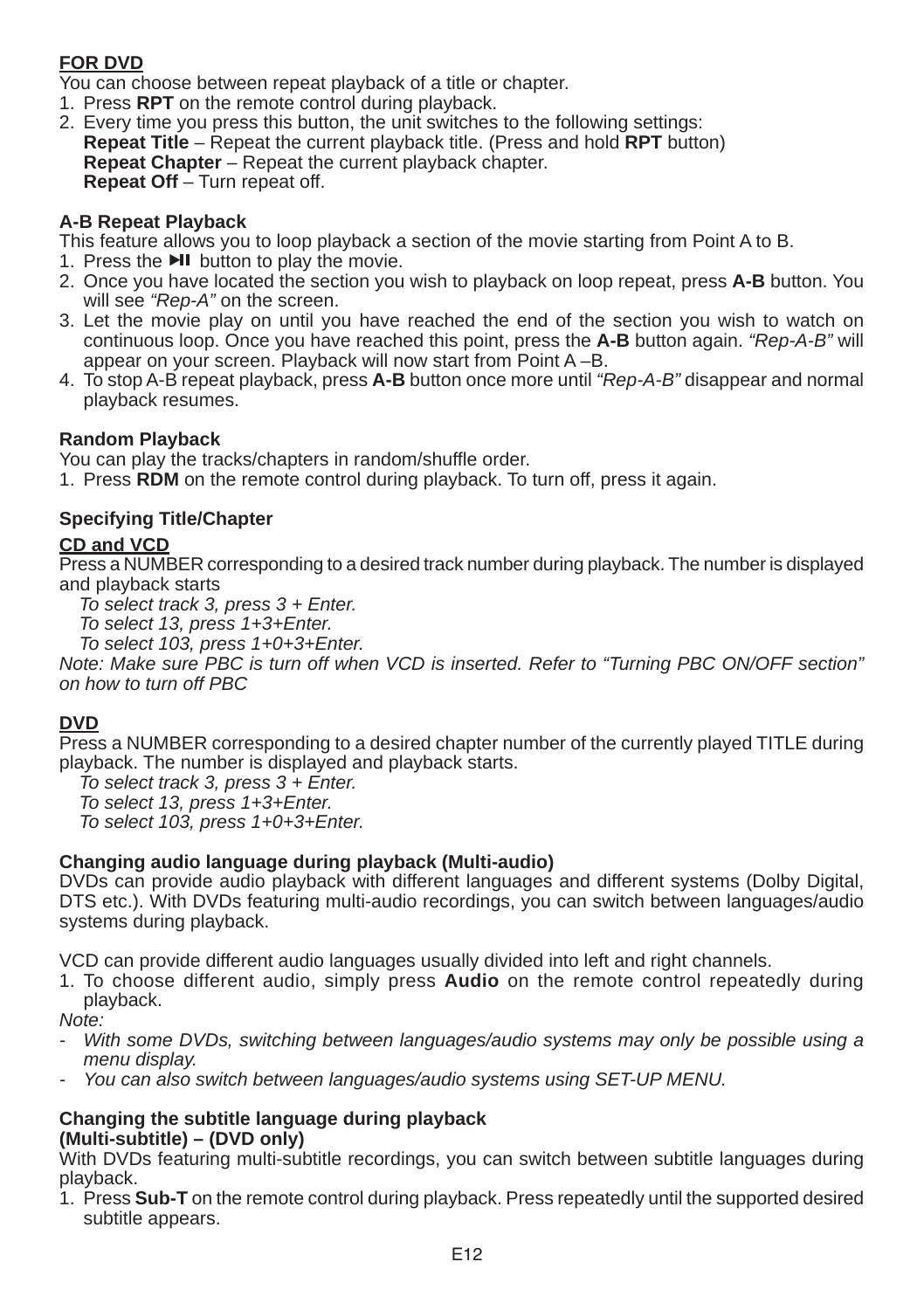**FOR DVD**

You can choose between repeat playback of a title or chapter.

1. Press **RPT** on the remote control during playback.
2. Every time you press this button, the unit switches to the following settings:
   **Repeat Title** – Repeat the current playback title. (Press and hold **RPT** button)
   **Repeat Chapter** – Repeat the current playback chapter.
   **Repeat Off** – Turn repeat off.

### A-B Repeat Playback

This feature allows you to loop playback a section of the movie starting from Point A to B.

1. Press the ▶II button to play the movie.
2. Once you have located the section you wish to playback on loop repeat, press **A-B** button. You will see *"Rep-A"* on the screen.
3. Let the movie play on until you have reached the end of the section you wish to watch on continuous loop. Once you have reached this point, press the **A-B** button again. *"Rep-A-B"* will appear on your screen. Playback will now start from Point A –B.
4. To stop A-B repeat playback, press **A-B** button once more until *"Rep-A-B"* disappear and normal playback resumes.

### Random Playback

You can play the tracks/chapters in random/shuffle order.

1. Press **RDM** on the remote control during playback. To turn off, press it again.

### Specifying Title/Chapter

**CD and VCD**

Press a NUMBER corresponding to a desired track number during playback. The number is displayed and playback starts

*To select track 3, press 3 + Enter.*
*To select 13, press 1+3+Enter.*
*To select 103, press 1+0+3+Enter.*

*Note: Make sure PBC is turn off when VCD is inserted. Refer to "Turning PBC ON/OFF section" on how to turn off PBC*

**DVD**

Press a NUMBER corresponding to a desired chapter number of the currently played TITLE during playback. The number is displayed and playback starts.

*To select track 3, press 3 + Enter.*
*To select 13, press 1+3+Enter.*
*To select 103, press 1+0+3+Enter.*

### Changing audio language during playback (Multi-audio)

DVDs can provide audio playback with different languages and different systems (Dolby Digital, DTS etc.). With DVDs featuring multi-audio recordings, you can switch between languages/audio systems during playback.

VCD can provide different audio languages usually divided into left and right channels.

1. To choose different audio, simply press **Audio** on the remote control repeatedly during playback.

*Note:*

- *With some DVDs, switching between languages/audio systems may only be possible using a menu display.*
- *You can also switch between languages/audio systems using SET-UP MENU.*

### Changing the subtitle language during playback (Multi-subtitle) – (DVD only)

With DVDs featuring multi-subtitle recordings, you can switch between subtitle languages during playback.

1. Press **Sub-T** on the remote control during playback. Press repeatedly until the supported desired subtitle appears.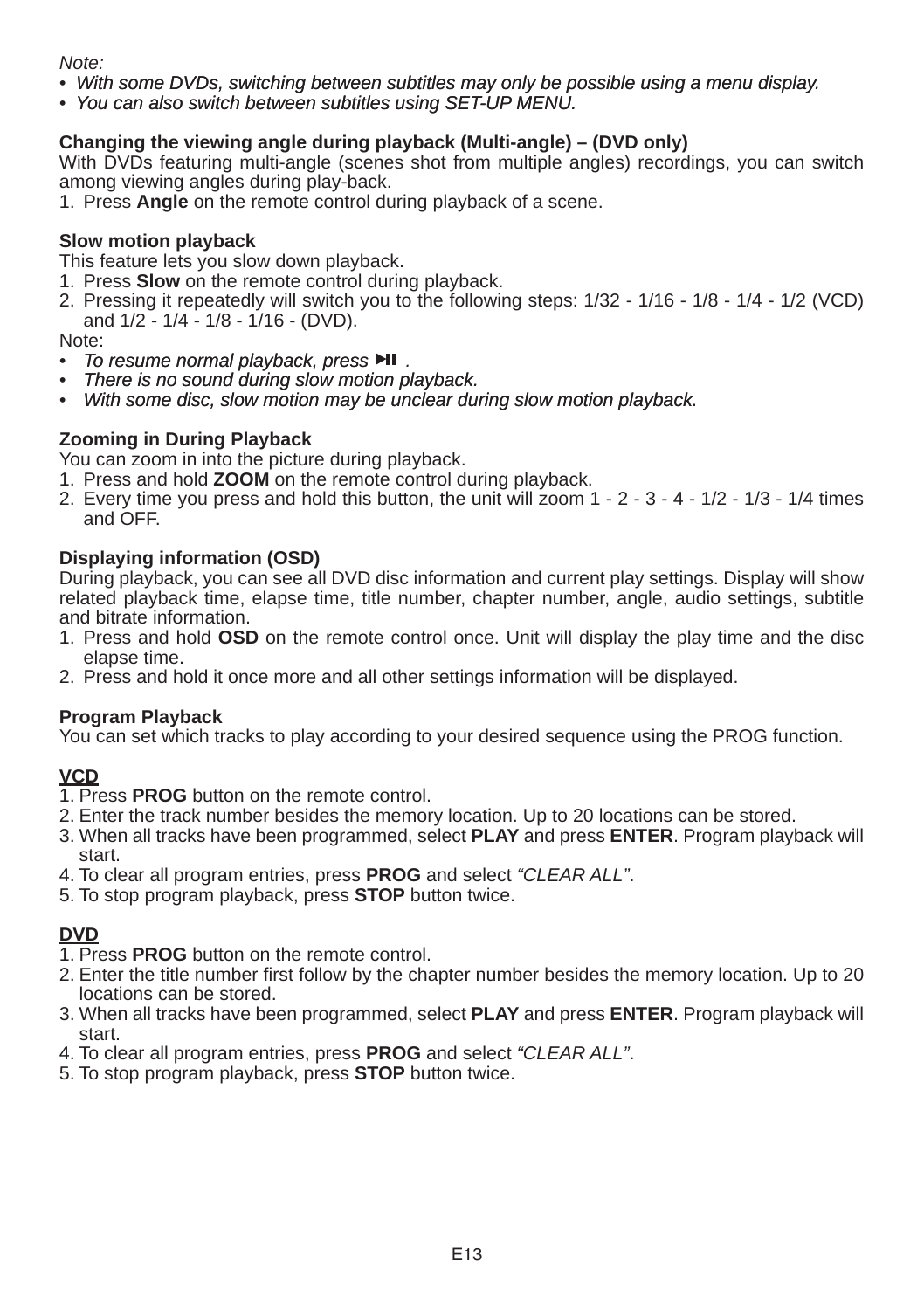*Note:*

- *With some DVDs, switching between subtitles may only be possible using a menu display.*
- *You can also switch between subtitles using SET-UP MENU.*

**Changing the viewing angle during playback (Multi-angle) – (DVD only)**

With DVDs featuring multi-angle (scenes shot from multiple angles) recordings, you can switch among viewing angles during play-back.

1. Press **Angle** on the remote control during playback of a scene.

**Slow motion playback**

This feature lets you slow down playback.

1. Press **Slow** on the remote control during playback.
2. Pressing it repeatedly will switch you to the following steps: 1/32 - 1/16 - 1/8 - 1/4 - 1/2 (VCD) and 1/2 - 1/4 - 1/8 - 1/16 - (DVD).

Note:

- *To resume normal playback, press ▶II .*
- *There is no sound during slow motion playback.*
- *With some disc, slow motion may be unclear during slow motion playback.*

**Zooming in During Playback**

You can zoom in into the picture during playback.

1. Press and hold **ZOOM** on the remote control during playback.
2. Every time you press and hold this button, the unit will zoom 1 - 2 - 3 - 4 - 1/2 - 1/3 - 1/4 times and OFF.

**Displaying information (OSD)**

During playback, you can see all DVD disc information and current play settings. Display will show related playback time, elapse time, title number, chapter number, angle, audio settings, subtitle and bitrate information.

1. Press and hold **OSD** on the remote control once. Unit will display the play time and the disc elapse time.
2. Press and hold it once more and all other settings information will be displayed.

**Program Playback**

You can set which tracks to play according to your desired sequence using the PROG function.

**VCD**

1. Press **PROG** button on the remote control.
2. Enter the track number besides the memory location. Up to 20 locations can be stored.
3. When all tracks have been programmed, select **PLAY** and press **ENTER**. Program playback will start.
4. To clear all program entries, press **PROG** and select *“CLEAR ALL”*.
5. To stop program playback, press **STOP** button twice.

**DVD**

1. Press **PROG** button on the remote control.
2. Enter the title number first follow by the chapter number besides the memory location. Up to 20 locations can be stored.
3. When all tracks have been programmed, select **PLAY** and press **ENTER**. Program playback will start.
4. To clear all program entries, press **PROG** and select *“CLEAR ALL”*.
5. To stop program playback, press **STOP** button twice.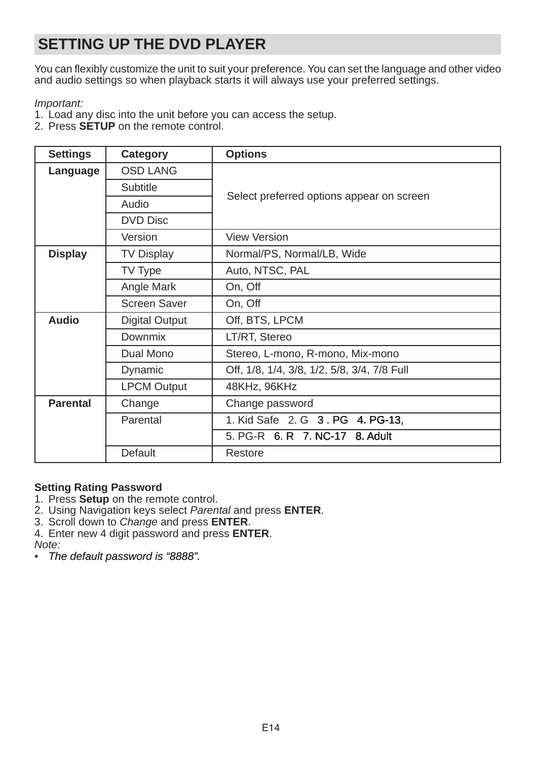## SETTING UP THE DVD PLAYER

You can flexibly customize the unit to suit your preference. You can set the language and other video and audio settings so when playback starts it will always use your preferred settings.

*Important:*

1. Load any disc into the unit before you can access the setup.
2. Press **SETUP** on the remote control.

| Settings | Category | Options |
|---|---|---|
| **Language** | OSD LANG | Select preferred options appear on screen |
| | Subtitle | |
| | Audio | |
| | DVD Disc | |
| | Version | View Version |
| **Display** | TV Display | Normal/PS, Normal/LB, Wide |
| | TV Type | Auto, NTSC, PAL |
| | Angle Mark | On, Off |
| | Screen Saver | On, Off |
| **Audio** | Digital Output | Off, BTS, LPCM |
| | Downmix | LT/RT, Stereo |
| | Dual Mono | Stereo, L-mono, R-mono, Mix-mono |
| | Dynamic | Off, 1/8, 1/4, 3/8, 1/2, 5/8, 3/4, 7/8 Full |
| | LPCM Output | 48KHz, 96KHz |
| **Parental** | Change | Change password |
| | Parental | 1. Kid Safe 2. G 3 . PG 4. PG-13, |
| | | 5. PG-R 6. R 7. NC-17 8. Adult |
| | Default | Restore |

**Setting Rating Password**

1. Press **Setup** on the remote control.
2. Using Navigation keys select *Parental* and press **ENTER**.
3. Scroll down to *Change* and press **ENTER**.
4. Enter new 4 digit password and press **ENTER**.

*Note:*

- *The default password is "8888".*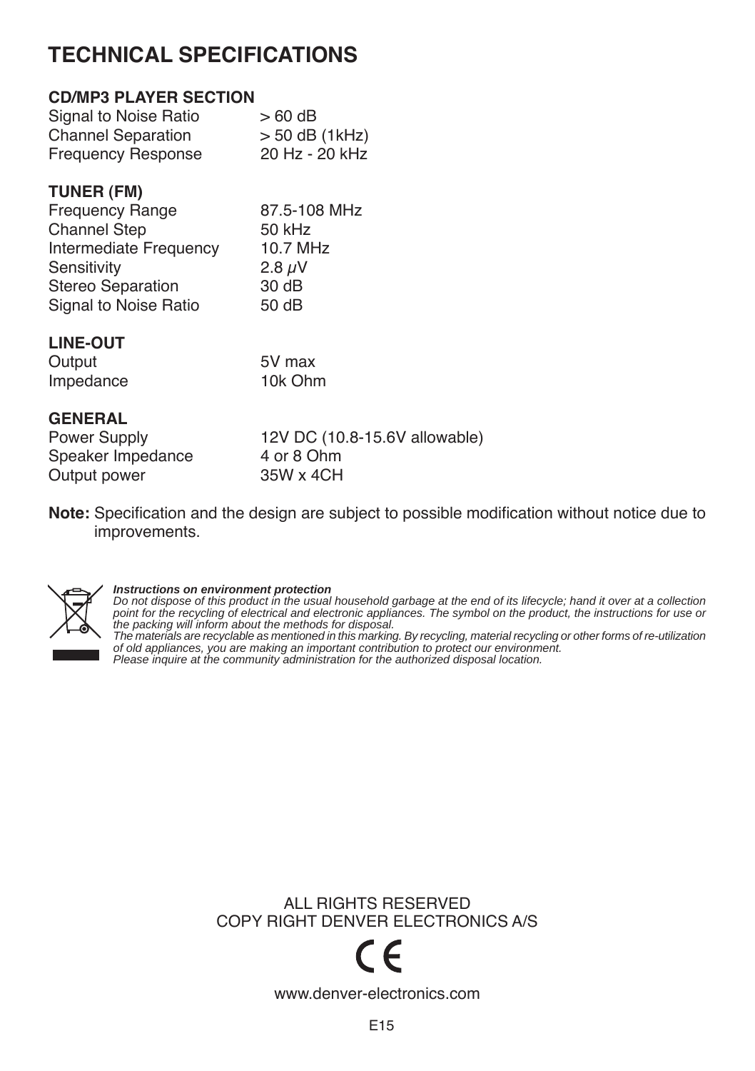# TECHNICAL SPECIFICATIONS

## CD/MP3 PLAYER SECTION

| | |
|---|---|
| Signal to Noise Ratio | > 60 dB |
| Channel Separation | > 50 dB (1kHz) |
| Frequency Response | 20 Hz - 20 kHz |

## TUNER (FM)

| | |
|---|---|
| Frequency Range | 87.5-108 MHz |
| Channel Step | 50 kHz |
| Intermediate Frequency | 10.7 MHz |
| Sensitivity | 2.8 μV |
| Stereo Separation | 30 dB |
| Signal to Noise Ratio | 50 dB |

## LINE-OUT

| | |
|---|---|
| Output | 5V max |
| Impedance | 10k Ohm |

## GENERAL

| | |
|---|---|
| Power Supply | 12V DC (10.8-15.6V allowable) |
| Speaker Impedance | 4 or 8 Ohm |
| Output power | 35W x 4CH |

**Note:** Specification and the design are subject to possible modification without notice due to improvements.

***Instructions on environment protection***
*Do not dispose of this product in the usual household garbage at the end of its lifecycle; hand it over at a collection point for the recycling of electrical and electronic appliances. The symbol on the product, the instructions for use or the packing will inform about the methods for disposal.*
*The materials are recyclable as mentioned in this marking. By recycling, material recycling or other forms of re-utilization of old appliances, you are making an important contribution to protect our environment.*
*Please inquire at the community administration for the authorized disposal location.*

ALL RIGHTS RESERVED
COPY RIGHT DENVER ELECTRONICS A/S

CE

www.denver-electronics.com